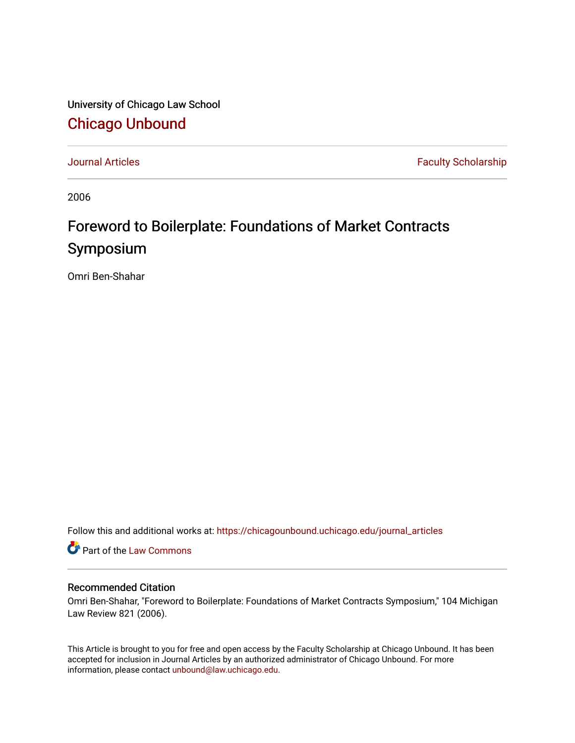University of Chicago Law School

## Chicago Unbound

Journal Articles | Faculty Scholarship

2006

# Foreword to Boilerplate: Foundations of Market Contracts Symposium

Omri Ben-Shahar

Follow this and additional works at: https://chicagounbound.uchicago.edu/journal_articles

Part of the Law Commons

### Recommended Citation

Omri Ben-Shahar, "Foreword to Boilerplate: Foundations of Market Contracts Symposium," 104 Michigan Law Review 821 (2006).

This Article is brought to you for free and open access by the Faculty Scholarship at Chicago Unbound. It has been accepted for inclusion in Journal Articles by an authorized administrator of Chicago Unbound. For more information, please contact unbound@law.uchicago.edu.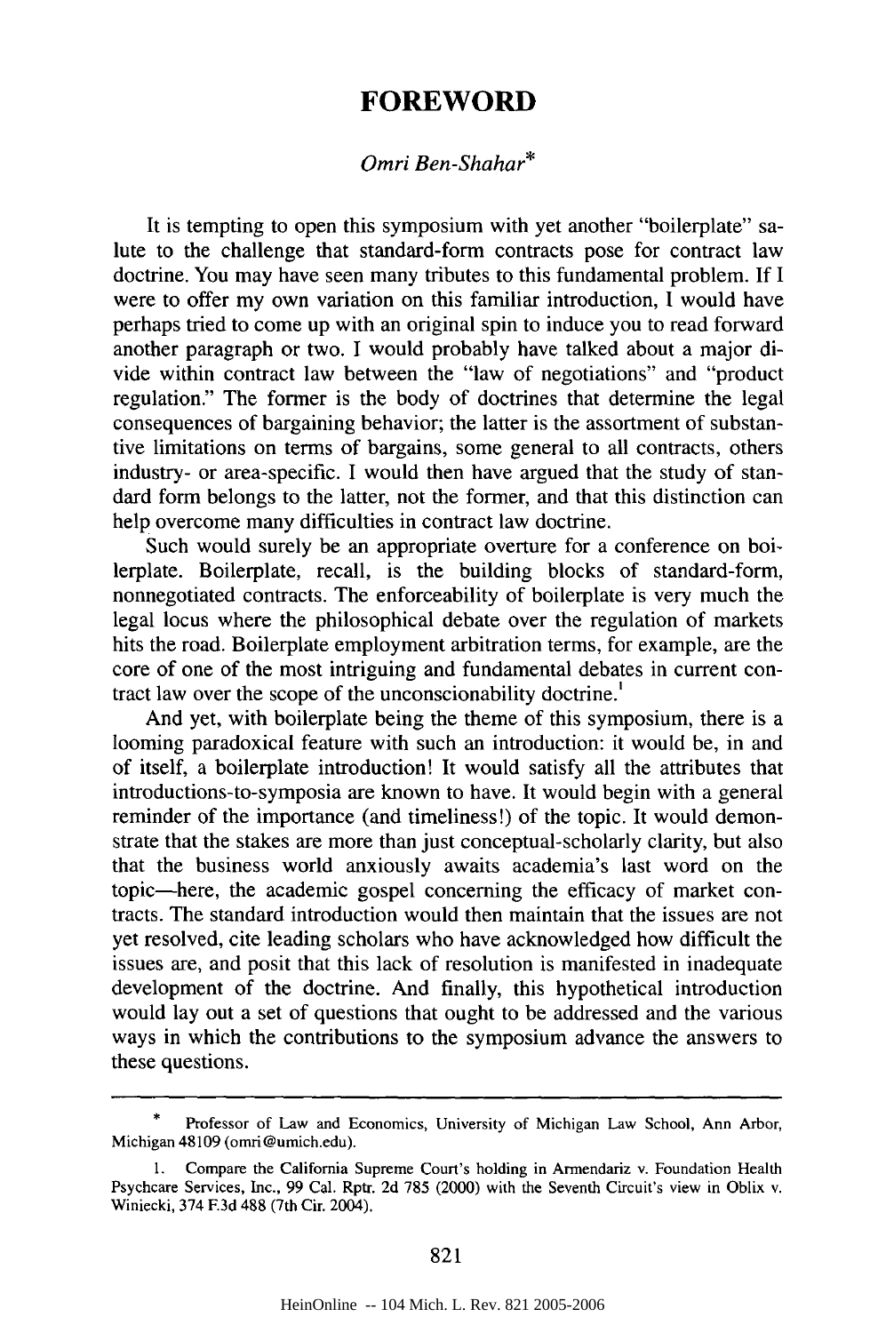# FOREWORD

*Omri Ben-Shahar**

It is tempting to open this symposium with yet another "boilerplate" salute to the challenge that standard-form contracts pose for contract law doctrine. You may have seen many tributes to this fundamental problem. If I were to offer my own variation on this familiar introduction, I would have perhaps tried to come up with an original spin to induce you to read forward another paragraph or two. I would probably have talked about a major divide within contract law between the "law of negotiations" and "product regulation." The former is the body of doctrines that determine the legal consequences of bargaining behavior; the latter is the assortment of substantive limitations on terms of bargains, some general to all contracts, others industry- or area-specific. I would then have argued that the study of standard form belongs to the latter, not the former, and that this distinction can help overcome many difficulties in contract law doctrine.

Such would surely be an appropriate overture for a conference on boilerplate. Boilerplate, recall, is the building blocks of standard-form, nonnegotiated contracts. The enforceability of boilerplate is very much the legal locus where the philosophical debate over the regulation of markets hits the road. Boilerplate employment arbitration terms, for example, are the core of one of the most intriguing and fundamental debates in current contract law over the scope of the unconscionability doctrine.[1]

And yet, with boilerplate being the theme of this symposium, there is a looming paradoxical feature with such an introduction: it would be, in and of itself, a boilerplate introduction! It would satisfy all the attributes that introductions-to-symposia are known to have. It would begin with a general reminder of the importance (and timeliness!) of the topic. It would demonstrate that the stakes are more than just conceptual-scholarly clarity, but also that the business world anxiously awaits academia's last word on the topic—here, the academic gospel concerning the efficacy of market contracts. The standard introduction would then maintain that the issues are not yet resolved, cite leading scholars who have acknowledged how difficult the issues are, and posit that this lack of resolution is manifested in inadequate development of the doctrine. And finally, this hypothetical introduction would lay out a set of questions that ought to be addressed and the various ways in which the contributions to the symposium advance the answers to these questions.

---

\* Professor of Law and Economics, University of Michigan Law School, Ann Arbor, Michigan 48109 (omri@umich.edu).

1. Compare the California Supreme Court's holding in Armendariz v. Foundation Health Psychcare Services, Inc., 99 Cal. Rptr. 2d 785 (2000) with the Seventh Circuit's view in Oblix v. Winiecki, 374 F.3d 488 (7th Cir. 2004).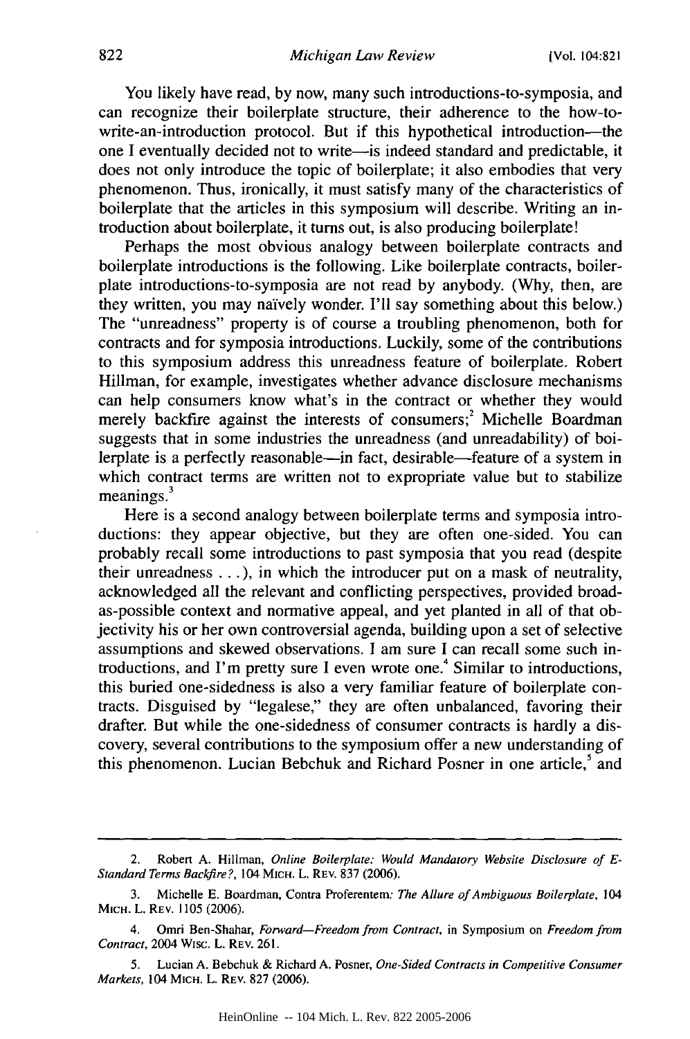You likely have read, by now, many such introductions-to-symposia, and can recognize their boilerplate structure, their adherence to the how-to-write-an-introduction protocol. But if this hypothetical introduction—the one I eventually decided not to write—is indeed standard and predictable, it does not only introduce the topic of boilerplate; it also embodies that very phenomenon. Thus, ironically, it must satisfy many of the characteristics of boilerplate that the articles in this symposium will describe. Writing an introduction about boilerplate, it turns out, is also producing boilerplate!

Perhaps the most obvious analogy between boilerplate contracts and boilerplate introductions is the following. Like boilerplate contracts, boilerplate introductions-to-symposia are not read by anybody. (Why, then, are they written, you may naïvely wonder. I'll say something about this below.) The "unreadness" property is of course a troubling phenomenon, both for contracts and for symposia introductions. Luckily, some of the contributions to this symposium address this unreadness feature of boilerplate. Robert Hillman, for example, investigates whether advance disclosure mechanisms can help consumers know what's in the contract or whether they would merely backfire against the interests of consumers;[2] Michelle Boardman suggests that in some industries the unreadness (and unreadability) of boilerplate is a perfectly reasonable—in fact, desirable—feature of a system in which contract terms are written not to expropriate value but to stabilize meanings.[3]

Here is a second analogy between boilerplate terms and symposia introductions: they appear objective, but they are often one-sided. You can probably recall some introductions to past symposia that you read (despite their unreadness . . .), in which the introducer put on a mask of neutrality, acknowledged all the relevant and conflicting perspectives, provided broad-as-possible context and normative appeal, and yet planted in all of that objectivity his or her own controversial agenda, building upon a set of selective assumptions and skewed observations. I am sure I can recall some such introductions, and I'm pretty sure I even wrote one.[4] Similar to introductions, this buried one-sidedness is also a very familiar feature of boilerplate contracts. Disguised by "legalese," they are often unbalanced, favoring their drafter. But while the one-sidedness of consumer contracts is hardly a discovery, several contributions to the symposium offer a new understanding of this phenomenon. Lucian Bebchuk and Richard Posner in one article,[5] and

---

2. Robert A. Hillman, *Online Boilerplate: Would Mandatory Website Disclosure of E-Standard Terms Backfire?*, 104 MICH. L. REV. 837 (2006).

3. Michelle E. Boardman, Contra Proferentem*: The Allure of Ambiguous Boilerplate*, 104 MICH. L. REV. 1105 (2006).

4. Omri Ben-Shahar, *Forward—Freedom from Contract*, in Symposium on *Freedom from Contract*, 2004 WISC. L. REV. 261.

5. Lucian A. Bebchuk & Richard A. Posner, *One-Sided Contracts in Competitive Consumer Markets*, 104 MICH. L. REV. 827 (2006).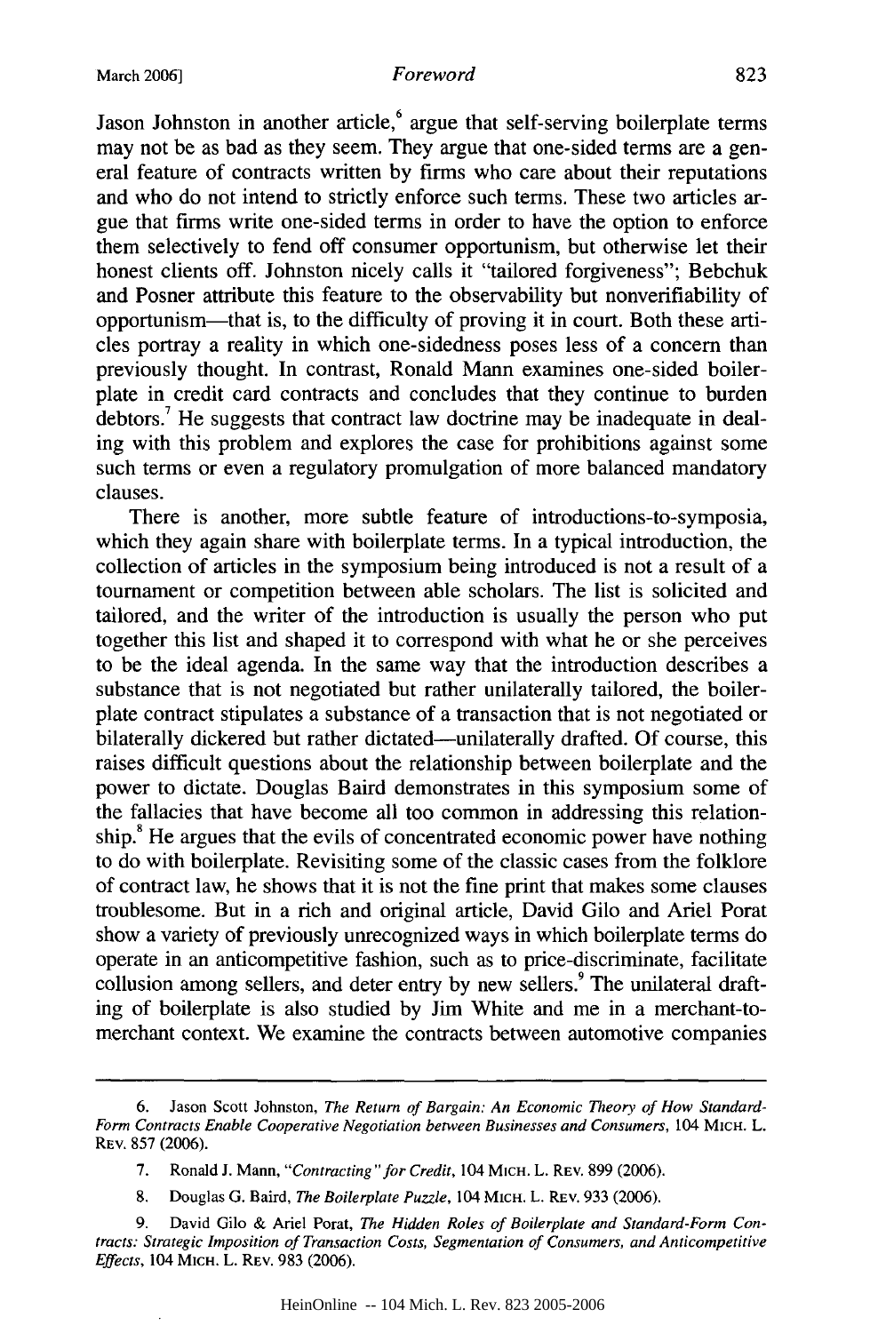Jason Johnston in another article,[6] argue that self-serving boilerplate terms may not be as bad as they seem. They argue that one-sided terms are a general feature of contracts written by firms who care about their reputations and who do not intend to strictly enforce such terms. These two articles argue that firms write one-sided terms in order to have the option to enforce them selectively to fend off consumer opportunism, but otherwise let their honest clients off. Johnston nicely calls it "tailored forgiveness"; Bebchuk and Posner attribute this feature to the observability but nonverifiability of opportunism—that is, to the difficulty of proving it in court. Both these articles portray a reality in which one-sidedness poses less of a concern than previously thought. In contrast, Ronald Mann examines one-sided boilerplate in credit card contracts and concludes that they continue to burden debtors.[7] He suggests that contract law doctrine may be inadequate in dealing with this problem and explores the case for prohibitions against some such terms or even a regulatory promulgation of more balanced mandatory clauses.

There is another, more subtle feature of introductions-to-symposia, which they again share with boilerplate terms. In a typical introduction, the collection of articles in the symposium being introduced is not a result of a tournament or competition between able scholars. The list is solicited and tailored, and the writer of the introduction is usually the person who put together this list and shaped it to correspond with what he or she perceives to be the ideal agenda. In the same way that the introduction describes a substance that is not negotiated but rather unilaterally tailored, the boilerplate contract stipulates a substance of a transaction that is not negotiated or bilaterally dickered but rather dictated—unilaterally drafted. Of course, this raises difficult questions about the relationship between boilerplate and the power to dictate. Douglas Baird demonstrates in this symposium some of the fallacies that have become all too common in addressing this relationship.[8] He argues that the evils of concentrated economic power have nothing to do with boilerplate. Revisiting some of the classic cases from the folklore of contract law, he shows that it is not the fine print that makes some clauses troublesome. But in a rich and original article, David Gilo and Ariel Porat show a variety of previously unrecognized ways in which boilerplate terms do operate in an anticompetitive fashion, such as to price-discriminate, facilitate collusion among sellers, and deter entry by new sellers.[9] The unilateral drafting of boilerplate is also studied by Jim White and me in a merchant-to-merchant context. We examine the contracts between automotive companies

---

6. Jason Scott Johnston, *The Return of Bargain: An Economic Theory of How Standard-Form Contracts Enable Cooperative Negotiation between Businesses and Consumers*, 104 MICH. L. REV. 857 (2006).

7. Ronald J. Mann, *"Contracting" for Credit*, 104 MICH. L. REV. 899 (2006).

8. Douglas G. Baird, *The Boilerplate Puzzle*, 104 MICH. L. REV. 933 (2006).

9. David Gilo & Ariel Porat, *The Hidden Roles of Boilerplate and Standard-Form Contracts: Strategic Imposition of Transaction Costs, Segmentation of Consumers, and Anticompetitive Effects*, 104 MICH. L. REV. 983 (2006).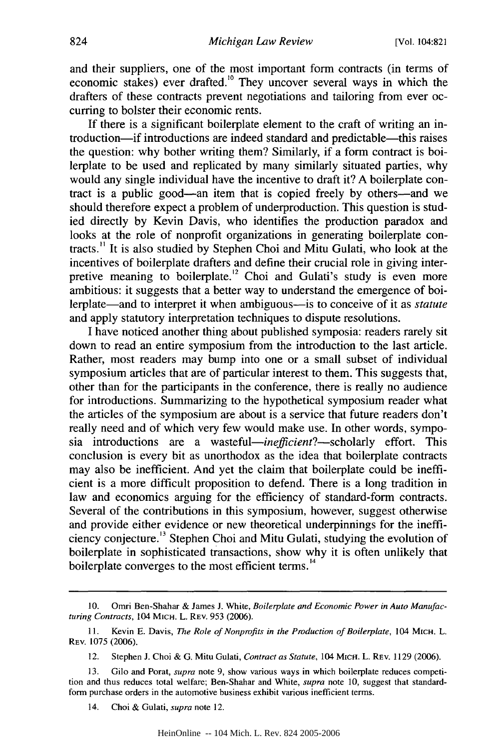and their suppliers, one of the most important form contracts (in terms of economic stakes) ever drafted.[10] They uncover several ways in which the drafters of these contracts prevent negotiations and tailoring from ever occurring to bolster their economic rents.

If there is a significant boilerplate element to the craft of writing an introduction—if introductions are indeed standard and predictable—this raises the question: why bother writing them? Similarly, if a form contract is boilerplate to be used and replicated by many similarly situated parties, why would any single individual have the incentive to draft it? A boilerplate contract is a public good—an item that is copied freely by others—and we should therefore expect a problem of underproduction. This question is studied directly by Kevin Davis, who identifies the production paradox and looks at the role of nonprofit organizations in generating boilerplate contracts.[11] It is also studied by Stephen Choi and Mitu Gulati, who look at the incentives of boilerplate drafters and define their crucial role in giving interpretive meaning to boilerplate.[12] Choi and Gulati's study is even more ambitious: it suggests that a better way to understand the emergence of boilerplate—and to interpret it when ambiguous—is to conceive of it as *statute* and apply statutory interpretation techniques to dispute resolutions.

I have noticed another thing about published symposia: readers rarely sit down to read an entire symposium from the introduction to the last article. Rather, most readers may bump into one or a small subset of individual symposium articles that are of particular interest to them. This suggests that, other than for the participants in the conference, there is really no audience for introductions. Summarizing to the hypothetical symposium reader what the articles of the symposium are about is a service that future readers don't really need and of which very few would make use. In other words, symposia introductions are a wasteful—*inefficient*?—scholarly effort. This conclusion is every bit as unorthodox as the idea that boilerplate contracts may also be inefficient. And yet the claim that boilerplate could be inefficient is a more difficult proposition to defend. There is a long tradition in law and economics arguing for the efficiency of standard-form contracts. Several of the contributions in this symposium, however, suggest otherwise and provide either evidence or new theoretical underpinnings for the inefficiency conjecture.[13] Stephen Choi and Mitu Gulati, studying the evolution of boilerplate in sophisticated transactions, show why it is often unlikely that boilerplate converges to the most efficient terms.[14]

---

10. Omri Ben-Shahar & James J. White, *Boilerplate and Economic Power in Auto Manufacturing Contracts*, 104 MICH. L. REV. 953 (2006).

11. Kevin E. Davis, *The Role of Nonprofits in the Production of Boilerplate*, 104 MICH. L. REV. 1075 (2006).

12. Stephen J. Choi & G. Mitu Gulati, *Contract as Statute*, 104 MICH. L. REV. 1129 (2006).

13. Gilo and Porat, *supra* note 9, show various ways in which boilerplate reduces competition and thus reduces total welfare; Ben-Shahar and White, *supra* note 10, suggest that standard-form purchase orders in the automotive business exhibit various inefficient terms.

14. Choi & Gulati, *supra* note 12.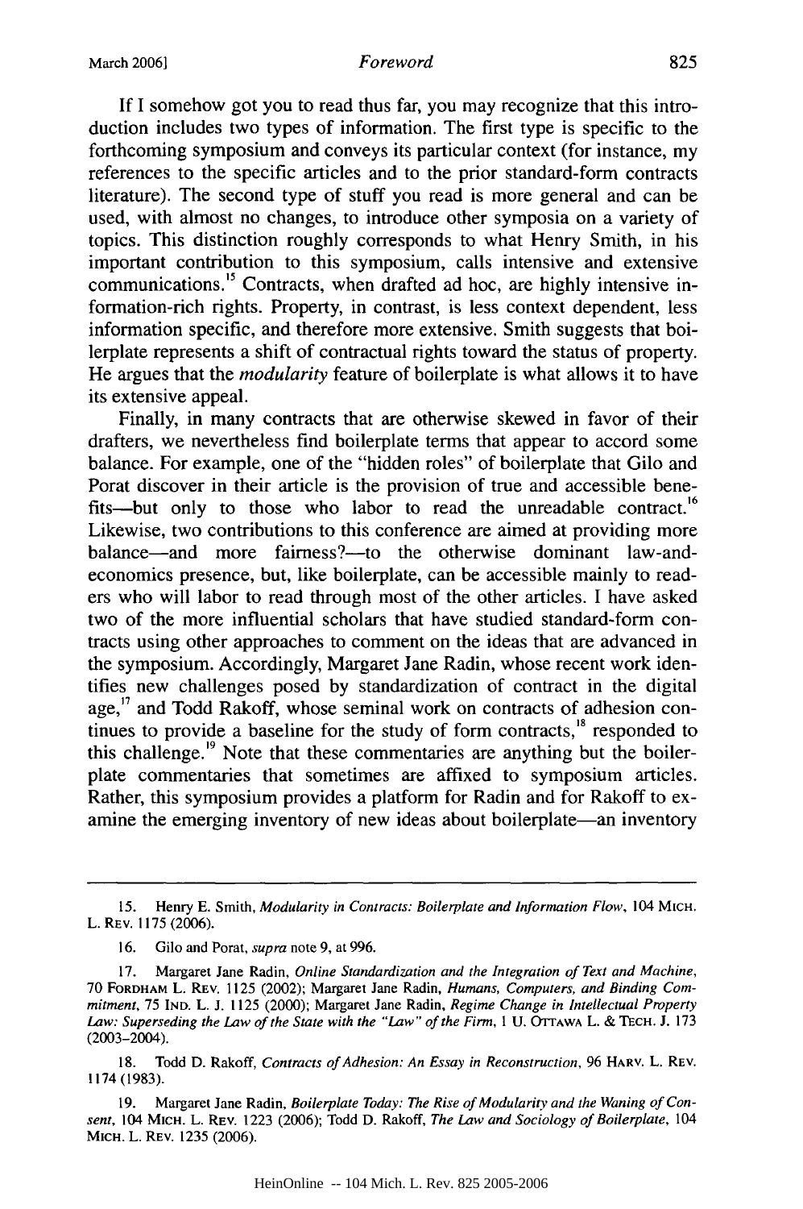If I somehow got you to read thus far, you may recognize that this introduction includes two types of information. The first type is specific to the forthcoming symposium and conveys its particular context (for instance, my references to the specific articles and to the prior standard-form contracts literature). The second type of stuff you read is more general and can be used, with almost no changes, to introduce other symposia on a variety of topics. This distinction roughly corresponds to what Henry Smith, in his important contribution to this symposium, calls intensive and extensive communications.[15] Contracts, when drafted ad hoc, are highly intensive information-rich rights. Property, in contrast, is less context dependent, less information specific, and therefore more extensive. Smith suggests that boilerplate represents a shift of contractual rights toward the status of property. He argues that the *modularity* feature of boilerplate is what allows it to have its extensive appeal.

Finally, in many contracts that are otherwise skewed in favor of their drafters, we nevertheless find boilerplate terms that appear to accord some balance. For example, one of the "hidden roles" of boilerplate that Gilo and Porat discover in their article is the provision of true and accessible benefits—but only to those who labor to read the unreadable contract.[16] Likewise, two contributions to this conference are aimed at providing more balance—and more fairness?—to the otherwise dominant law-and-economics presence, but, like boilerplate, can be accessible mainly to readers who will labor to read through most of the other articles. I have asked two of the more influential scholars that have studied standard-form contracts using other approaches to comment on the ideas that are advanced in the symposium. Accordingly, Margaret Jane Radin, whose recent work identifies new challenges posed by standardization of contract in the digital age,[17] and Todd Rakoff, whose seminal work on contracts of adhesion continues to provide a baseline for the study of form contracts,[18] responded to this challenge.[19] Note that these commentaries are anything but the boilerplate commentaries that sometimes are affixed to symposium articles. Rather, this symposium provides a platform for Radin and for Rakoff to examine the emerging inventory of new ideas about boilerplate—an inventory

---

15. Henry E. Smith, *Modularity in Contracts: Boilerplate and Information Flow*, 104 MICH. L. REV. 1175 (2006).

16. Gilo and Porat, *supra* note 9, at 996.

17. Margaret Jane Radin, *Online Standardization and the Integration of Text and Machine*, 70 FORDHAM L. REV. 1125 (2002); Margaret Jane Radin, *Humans, Computers, and Binding Commitment*, 75 IND. L. J. 1125 (2000); Margaret Jane Radin, *Regime Change in Intellectual Property Law: Superseding the Law of the State with the "Law" of the Firm*, 1 U. OTTAWA L. & TECH. J. 173 (2003–2004).

18. Todd D. Rakoff, *Contracts of Adhesion: An Essay in Reconstruction*, 96 HARV. L. REV. 1174 (1983).

19. Margaret Jane Radin, *Boilerplate Today: The Rise of Modularity and the Waning of Consent*, 104 MICH. L. REV. 1223 (2006); Todd D. Rakoff, *The Law and Sociology of Boilerplate*, 104 MICH. L. REV. 1235 (2006).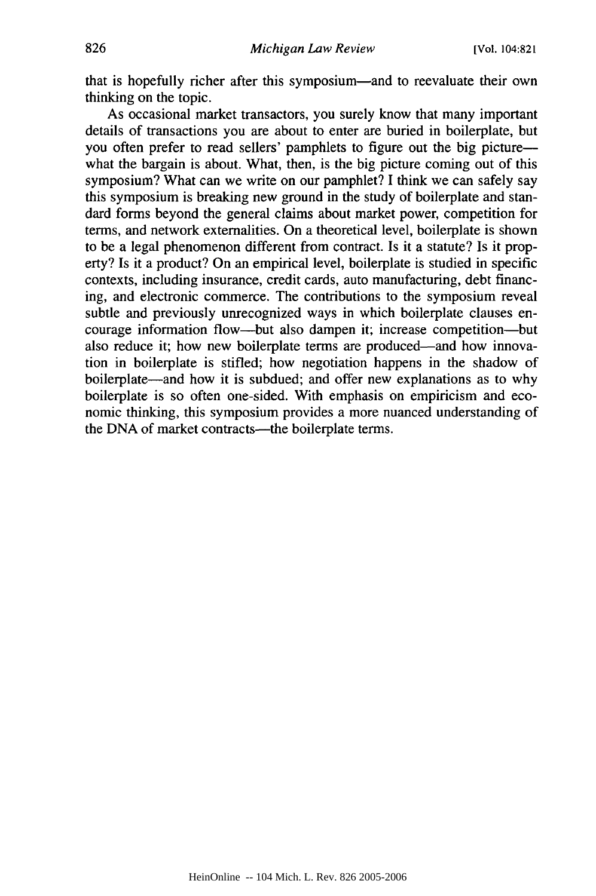that is hopefully richer after this symposium—and to reevaluate their own thinking on the topic.

As occasional market transactors, you surely know that many important details of transactions you are about to enter are buried in boilerplate, but you often prefer to read sellers' pamphlets to figure out the big picture—what the bargain is about. What, then, is the big picture coming out of this symposium? What can we write on our pamphlet? I think we can safely say this symposium is breaking new ground in the study of boilerplate and standard forms beyond the general claims about market power, competition for terms, and network externalities. On a theoretical level, boilerplate is shown to be a legal phenomenon different from contract. Is it a statute? Is it property? Is it a product? On an empirical level, boilerplate is studied in specific contexts, including insurance, credit cards, auto manufacturing, debt financing, and electronic commerce. The contributions to the symposium reveal subtle and previously unrecognized ways in which boilerplate clauses encourage information flow—but also dampen it; increase competition—but also reduce it; how new boilerplate terms are produced—and how innovation in boilerplate is stifled; how negotiation happens in the shadow of boilerplate—and how it is subdued; and offer new explanations as to why boilerplate is so often one-sided. With emphasis on empiricism and economic thinking, this symposium provides a more nuanced understanding of the DNA of market contracts—the boilerplate terms.